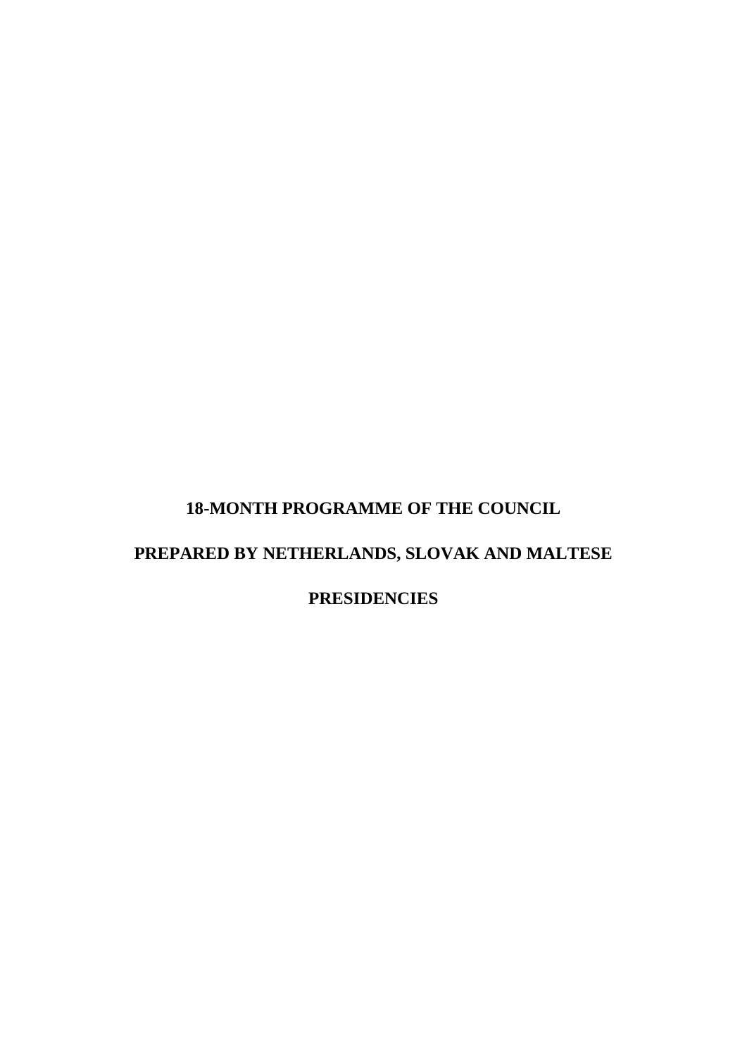# 18-MONTH PROGRAMME OF THE COUNCIL

# PREPARED BY NETHERLANDS, SLOVAK AND MALTESE

# PRESIDENCIES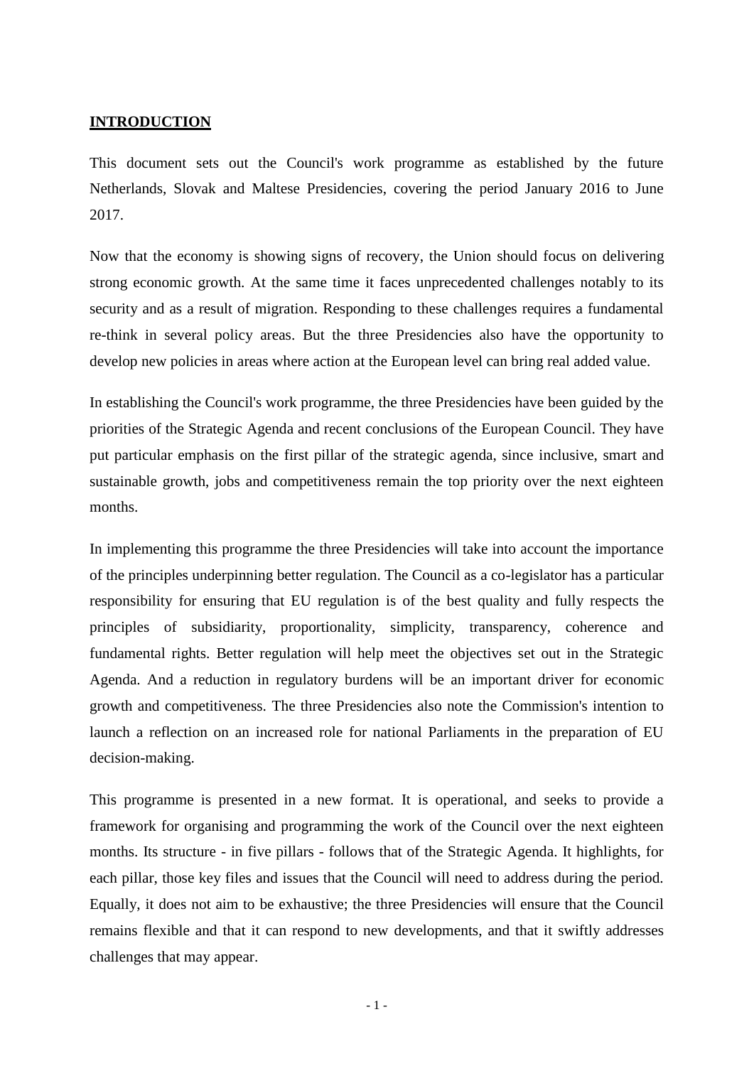## INTRODUCTION

This document sets out the Council's work programme as established by the future Netherlands, Slovak and Maltese Presidencies, covering the period January 2016 to June 2017.

Now that the economy is showing signs of recovery, the Union should focus on delivering strong economic growth. At the same time it faces unprecedented challenges notably to its security and as a result of migration. Responding to these challenges requires a fundamental re-think in several policy areas. But the three Presidencies also have the opportunity to develop new policies in areas where action at the European level can bring real added value.

In establishing the Council's work programme, the three Presidencies have been guided by the priorities of the Strategic Agenda and recent conclusions of the European Council. They have put particular emphasis on the first pillar of the strategic agenda, since inclusive, smart and sustainable growth, jobs and competitiveness remain the top priority over the next eighteen months.

In implementing this programme the three Presidencies will take into account the importance of the principles underpinning better regulation. The Council as a co-legislator has a particular responsibility for ensuring that EU regulation is of the best quality and fully respects the principles of subsidiarity, proportionality, simplicity, transparency, coherence and fundamental rights. Better regulation will help meet the objectives set out in the Strategic Agenda. And a reduction in regulatory burdens will be an important driver for economic growth and competitiveness. The three Presidencies also note the Commission's intention to launch a reflection on an increased role for national Parliaments in the preparation of EU decision-making.

This programme is presented in a new format. It is operational, and seeks to provide a framework for organising and programming the work of the Council over the next eighteen months. Its structure - in five pillars - follows that of the Strategic Agenda. It highlights, for each pillar, those key files and issues that the Council will need to address during the period. Equally, it does not aim to be exhaustive; the three Presidencies will ensure that the Council remains flexible and that it can respond to new developments, and that it swiftly addresses challenges that may appear.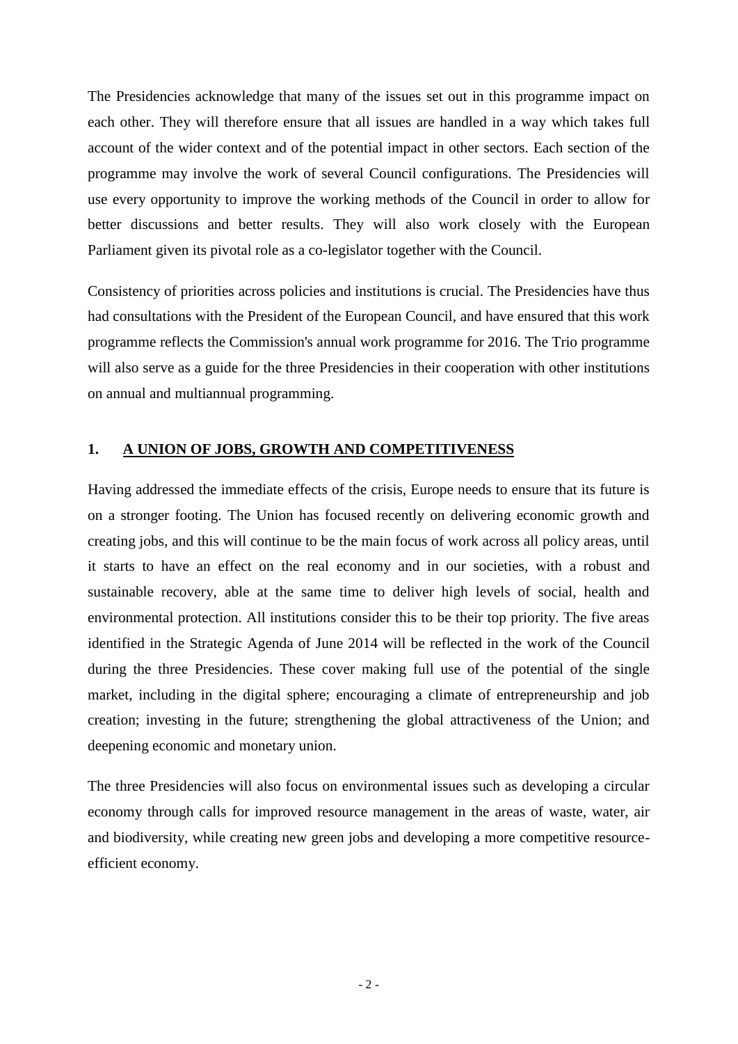The Presidencies acknowledge that many of the issues set out in this programme impact on each other. They will therefore ensure that all issues are handled in a way which takes full account of the wider context and of the potential impact in other sectors. Each section of the programme may involve the work of several Council configurations. The Presidencies will use every opportunity to improve the working methods of the Council in order to allow for better discussions and better results. They will also work closely with the European Parliament given its pivotal role as a co-legislator together with the Council.

Consistency of priorities across policies and institutions is crucial. The Presidencies have thus had consultations with the President of the European Council, and have ensured that this work programme reflects the Commission's annual work programme for 2016. The Trio programme will also serve as a guide for the three Presidencies in their cooperation with other institutions on annual and multiannual programming.

## 1. A UNION OF JOBS, GROWTH AND COMPETITIVENESS

Having addressed the immediate effects of the crisis, Europe needs to ensure that its future is on a stronger footing. The Union has focused recently on delivering economic growth and creating jobs, and this will continue to be the main focus of work across all policy areas, until it starts to have an effect on the real economy and in our societies, with a robust and sustainable recovery, able at the same time to deliver high levels of social, health and environmental protection. All institutions consider this to be their top priority. The five areas identified in the Strategic Agenda of June 2014 will be reflected in the work of the Council during the three Presidencies. These cover making full use of the potential of the single market, including in the digital sphere; encouraging a climate of entrepreneurship and job creation; investing in the future; strengthening the global attractiveness of the Union; and deepening economic and monetary union.

The three Presidencies will also focus on environmental issues such as developing a circular economy through calls for improved resource management in the areas of waste, water, air and biodiversity, while creating new green jobs and developing a more competitive resource-efficient economy.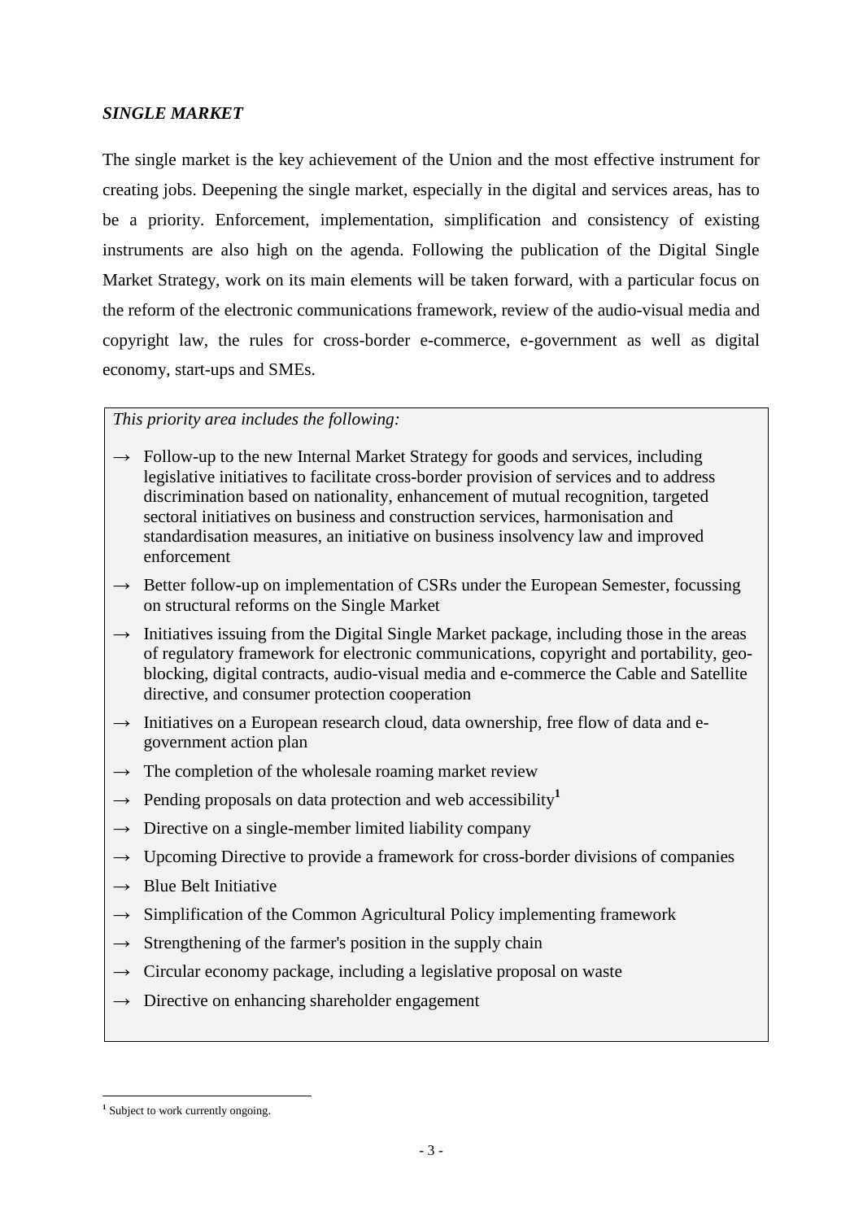### *SINGLE MARKET*

The single market is the key achievement of the Union and the most effective instrument for creating jobs. Deepening the single market, especially in the digital and services areas, has to be a priority. Enforcement, implementation, simplification and consistency of existing instruments are also high on the agenda. Following the publication of the Digital Single Market Strategy, work on its main elements will be taken forward, with a particular focus on the reform of the electronic communications framework, review of the audio-visual media and copyright law, the rules for cross-border e-commerce, e-government as well as digital economy, start-ups and SMEs.

*This priority area includes the following:*

→ Follow-up to the new Internal Market Strategy for goods and services, including legislative initiatives to facilitate cross-border provision of services and to address discrimination based on nationality, enhancement of mutual recognition, targeted sectoral initiatives on business and construction services, harmonisation and standardisation measures, an initiative on business insolvency law and improved enforcement

→ Better follow-up on implementation of CSRs under the European Semester, focussing on structural reforms on the Single Market

→ Initiatives issuing from the Digital Single Market package, including those in the areas of regulatory framework for electronic communications, copyright and portability, geo-blocking, digital contracts, audio-visual media and e-commerce the Cable and Satellite directive, and consumer protection cooperation

→ Initiatives on a European research cloud, data ownership, free flow of data and e-government action plan

→ The completion of the wholesale roaming market review

→ Pending proposals on data protection and web accessibility[1]

→ Directive on a single-member limited liability company

→ Upcoming Directive to provide a framework for cross-border divisions of companies

→ Blue Belt Initiative

→ Simplification of the Common Agricultural Policy implementing framework

→ Strengthening of the farmer's position in the supply chain

→ Circular economy package, including a legislative proposal on waste

→ Directive on enhancing shareholder engagement

---

[1] Subject to work currently ongoing.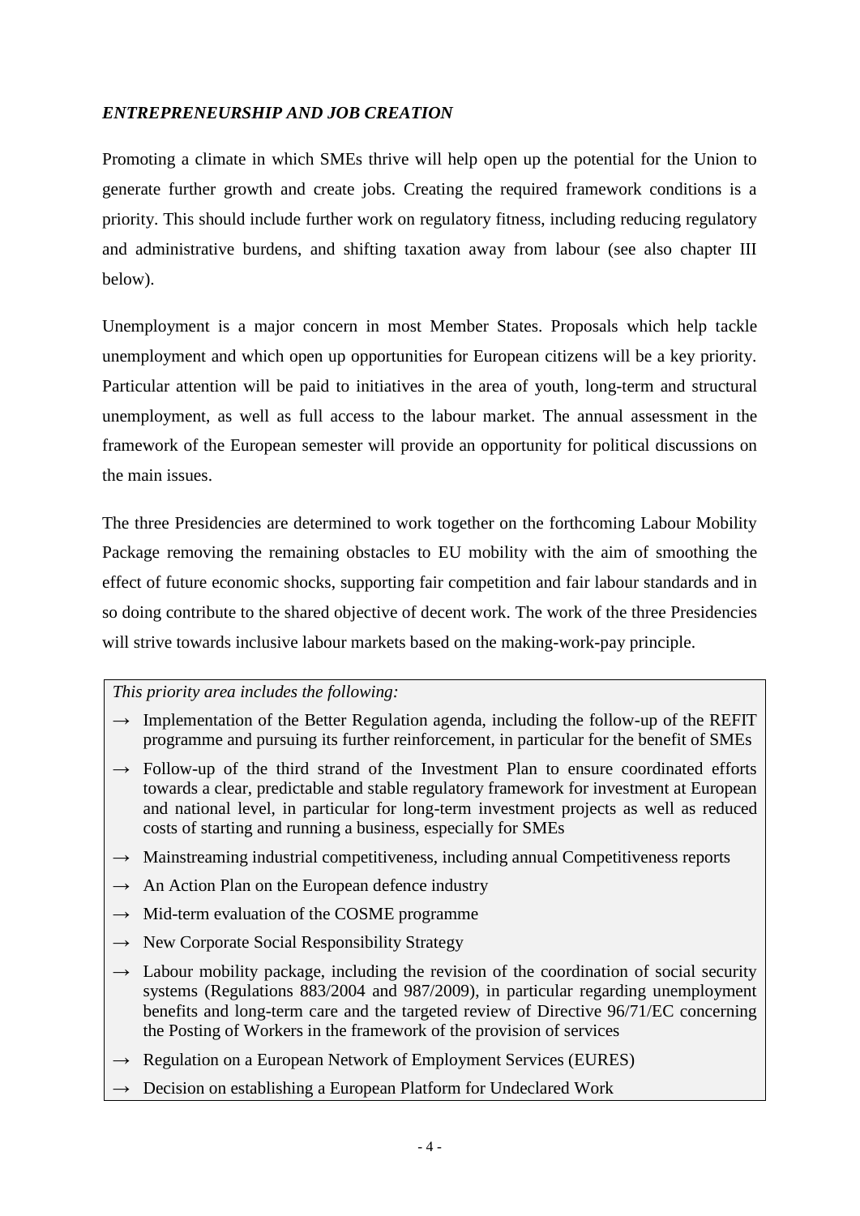### *ENTREPRENEURSHIP AND JOB CREATION*

Promoting a climate in which SMEs thrive will help open up the potential for the Union to generate further growth and create jobs. Creating the required framework conditions is a priority. This should include further work on regulatory fitness, including reducing regulatory and administrative burdens, and shifting taxation away from labour (see also chapter III below).

Unemployment is a major concern in most Member States. Proposals which help tackle unemployment and which open up opportunities for European citizens will be a key priority. Particular attention will be paid to initiatives in the area of youth, long-term and structural unemployment, as well as full access to the labour market. The annual assessment in the framework of the European semester will provide an opportunity for political discussions on the main issues.

The three Presidencies are determined to work together on the forthcoming Labour Mobility Package removing the remaining obstacles to EU mobility with the aim of smoothing the effect of future economic shocks, supporting fair competition and fair labour standards and in so doing contribute to the shared objective of decent work. The work of the three Presidencies will strive towards inclusive labour markets based on the making-work-pay principle.

*This priority area includes the following:*

- → Implementation of the Better Regulation agenda, including the follow-up of the REFIT programme and pursuing its further reinforcement, in particular for the benefit of SMEs
- → Follow-up of the third strand of the Investment Plan to ensure coordinated efforts towards a clear, predictable and stable regulatory framework for investment at European and national level, in particular for long-term investment projects as well as reduced costs of starting and running a business, especially for SMEs
- → Mainstreaming industrial competitiveness, including annual Competitiveness reports
- → An Action Plan on the European defence industry
- → Mid-term evaluation of the COSME programme
- → New Corporate Social Responsibility Strategy
- → Labour mobility package, including the revision of the coordination of social security systems (Regulations 883/2004 and 987/2009), in particular regarding unemployment benefits and long-term care and the targeted review of Directive 96/71/EC concerning the Posting of Workers in the framework of the provision of services
- → Regulation on a European Network of Employment Services (EURES)
- → Decision on establishing a European Platform for Undeclared Work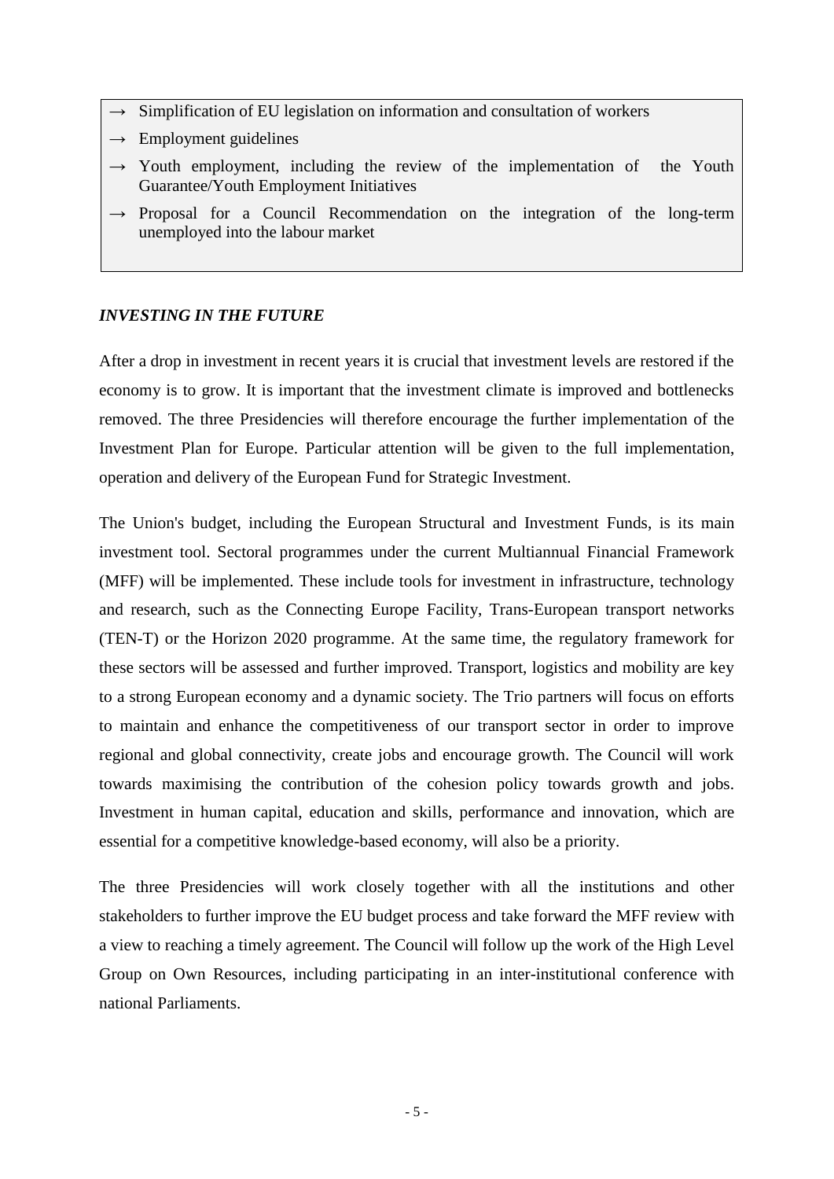- → Simplification of EU legislation on information and consultation of workers
- → Employment guidelines
- → Youth employment, including the review of the implementation of the Youth Guarantee/Youth Employment Initiatives
- → Proposal for a Council Recommendation on the integration of the long-term unemployed into the labour market

### *INVESTING IN THE FUTURE*

After a drop in investment in recent years it is crucial that investment levels are restored if the economy is to grow. It is important that the investment climate is improved and bottlenecks removed. The three Presidencies will therefore encourage the further implementation of the Investment Plan for Europe. Particular attention will be given to the full implementation, operation and delivery of the European Fund for Strategic Investment.

The Union's budget, including the European Structural and Investment Funds, is its main investment tool. Sectoral programmes under the current Multiannual Financial Framework (MFF) will be implemented. These include tools for investment in infrastructure, technology and research, such as the Connecting Europe Facility, Trans-European transport networks (TEN-T) or the Horizon 2020 programme. At the same time, the regulatory framework for these sectors will be assessed and further improved. Transport, logistics and mobility are key to a strong European economy and a dynamic society. The Trio partners will focus on efforts to maintain and enhance the competitiveness of our transport sector in order to improve regional and global connectivity, create jobs and encourage growth. The Council will work towards maximising the contribution of the cohesion policy towards growth and jobs. Investment in human capital, education and skills, performance and innovation, which are essential for a competitive knowledge-based economy, will also be a priority.

The three Presidencies will work closely together with all the institutions and other stakeholders to further improve the EU budget process and take forward the MFF review with a view to reaching a timely agreement. The Council will follow up the work of the High Level Group on Own Resources, including participating in an inter-institutional conference with national Parliaments.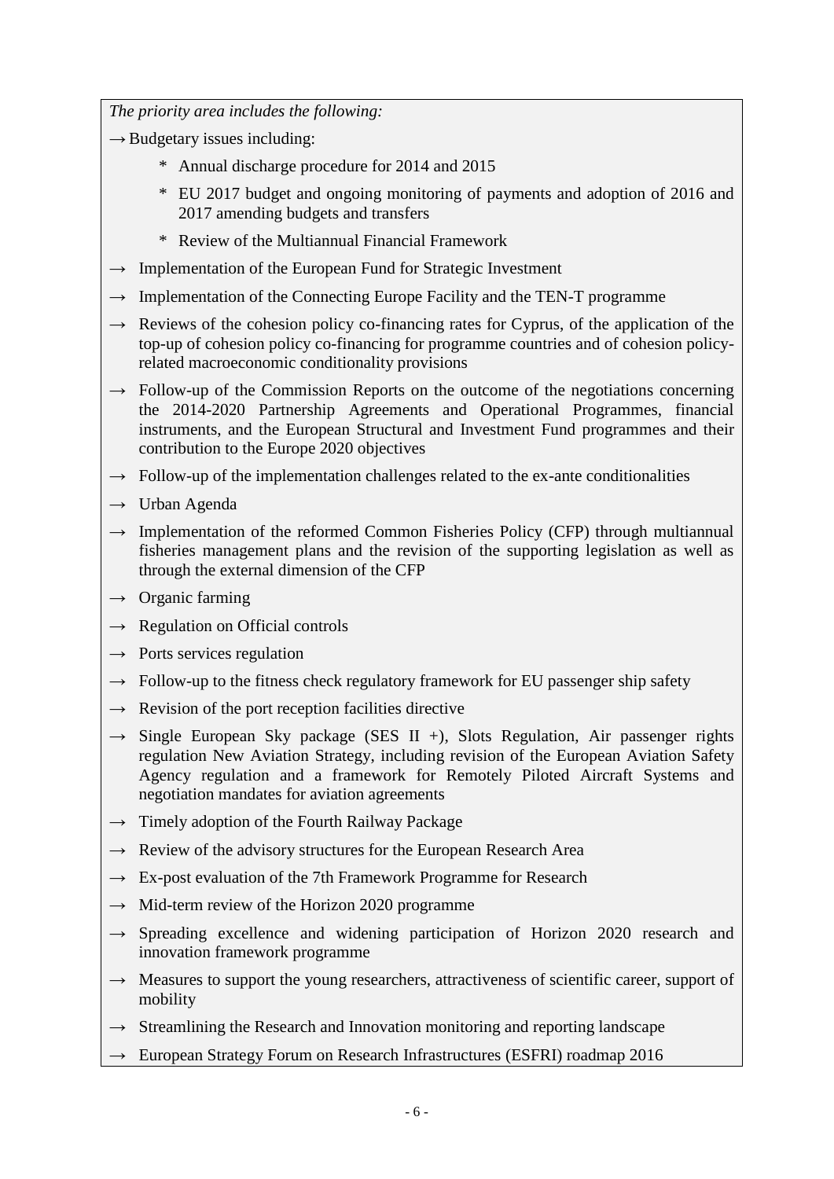*The priority area includes the following:*

→ Budgetary issues including:

  - * Annual discharge procedure for 2014 and 2015
  - * EU 2017 budget and ongoing monitoring of payments and adoption of 2016 and 2017 amending budgets and transfers
  - * Review of the Multiannual Financial Framework

→ Implementation of the European Fund for Strategic Investment

→ Implementation of the Connecting Europe Facility and the TEN-T programme

→ Reviews of the cohesion policy co-financing rates for Cyprus, of the application of the top-up of cohesion policy co-financing for programme countries and of cohesion policy-related macroeconomic conditionality provisions

→ Follow-up of the Commission Reports on the outcome of the negotiations concerning the 2014-2020 Partnership Agreements and Operational Programmes, financial instruments, and the European Structural and Investment Fund programmes and their contribution to the Europe 2020 objectives

→ Follow-up of the implementation challenges related to the ex-ante conditionalities

→ Urban Agenda

→ Implementation of the reformed Common Fisheries Policy (CFP) through multiannual fisheries management plans and the revision of the supporting legislation as well as through the external dimension of the CFP

→ Organic farming

→ Regulation on Official controls

→ Ports services regulation

→ Follow-up to the fitness check regulatory framework for EU passenger ship safety

→ Revision of the port reception facilities directive

→ Single European Sky package (SES II +), Slots Regulation, Air passenger rights regulation New Aviation Strategy, including revision of the European Aviation Safety Agency regulation and a framework for Remotely Piloted Aircraft Systems and negotiation mandates for aviation agreements

→ Timely adoption of the Fourth Railway Package

→ Review of the advisory structures for the European Research Area

→ Ex-post evaluation of the 7th Framework Programme for Research

→ Mid-term review of the Horizon 2020 programme

→ Spreading excellence and widening participation of Horizon 2020 research and innovation framework programme

→ Measures to support the young researchers, attractiveness of scientific career, support of mobility

→ Streamlining the Research and Innovation monitoring and reporting landscape

→ European Strategy Forum on Research Infrastructures (ESFRI) roadmap 2016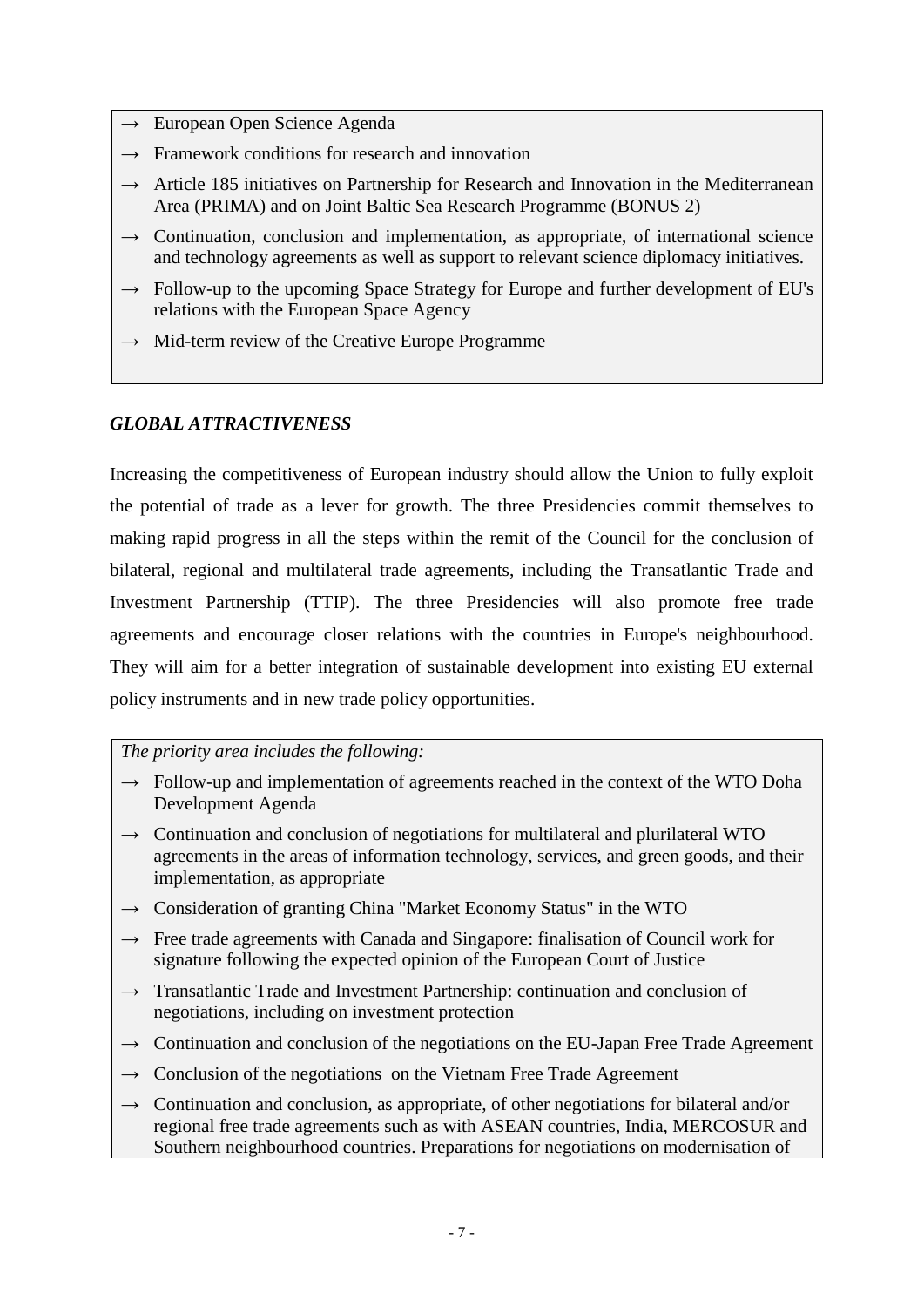- → European Open Science Agenda
- → Framework conditions for research and innovation
- → Article 185 initiatives on Partnership for Research and Innovation in the Mediterranean Area (PRIMA) and on Joint Baltic Sea Research Programme (BONUS 2)
- → Continuation, conclusion and implementation, as appropriate, of international science and technology agreements as well as support to relevant science diplomacy initiatives.
- → Follow-up to the upcoming Space Strategy for Europe and further development of EU's relations with the European Space Agency
- → Mid-term review of the Creative Europe Programme

### *GLOBAL ATTRACTIVENESS*

Increasing the competitiveness of European industry should allow the Union to fully exploit the potential of trade as a lever for growth. The three Presidencies commit themselves to making rapid progress in all the steps within the remit of the Council for the conclusion of bilateral, regional and multilateral trade agreements, including the Transatlantic Trade and Investment Partnership (TTIP). The three Presidencies will also promote free trade agreements and encourage closer relations with the countries in Europe's neighbourhood. They will aim for a better integration of sustainable development into existing EU external policy instruments and in new trade policy opportunities.

*The priority area includes the following:*

- → Follow-up and implementation of agreements reached in the context of the WTO Doha Development Agenda
- → Continuation and conclusion of negotiations for multilateral and plurilateral WTO agreements in the areas of information technology, services, and green goods, and their implementation, as appropriate
- → Consideration of granting China "Market Economy Status" in the WTO
- → Free trade agreements with Canada and Singapore: finalisation of Council work for signature following the expected opinion of the European Court of Justice
- → Transatlantic Trade and Investment Partnership: continuation and conclusion of negotiations, including on investment protection
- → Continuation and conclusion of the negotiations on the EU-Japan Free Trade Agreement
- → Conclusion of the negotiations on the Vietnam Free Trade Agreement
- → Continuation and conclusion, as appropriate, of other negotiations for bilateral and/or regional free trade agreements such as with ASEAN countries, India, MERCOSUR and Southern neighbourhood countries. Preparations for negotiations on modernisation of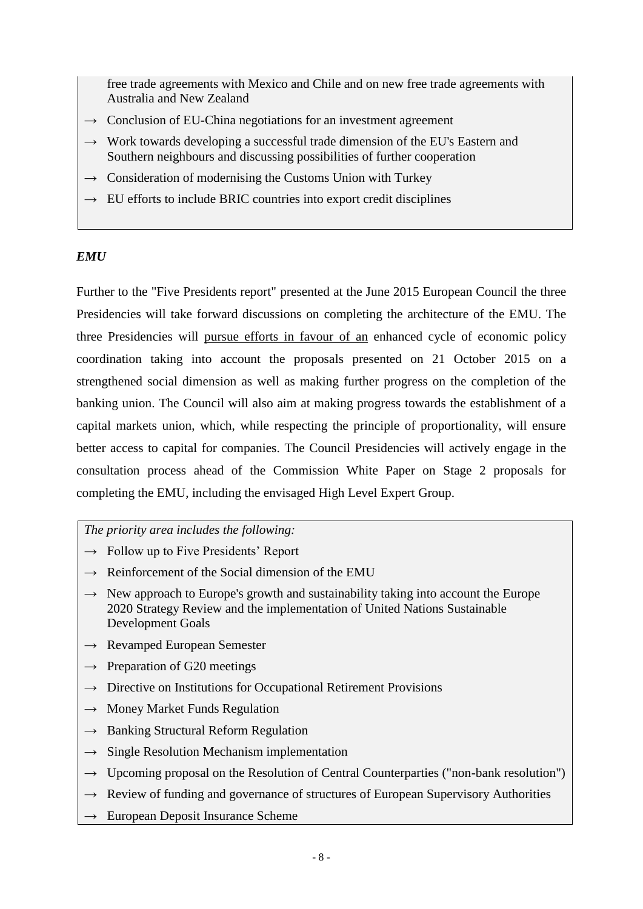free trade agreements with Mexico and Chile and on new free trade agreements with Australia and New Zealand

→ Conclusion of EU-China negotiations for an investment agreement

→ Work towards developing a successful trade dimension of the EU's Eastern and Southern neighbours and discussing possibilities of further cooperation

→ Consideration of modernising the Customs Union with Turkey

→ EU efforts to include BRIC countries into export credit disciplines

***EMU***

Further to the "Five Presidents report" presented at the June 2015 European Council the three Presidencies will take forward discussions on completing the architecture of the EMU. The three Presidencies will <u>pursue efforts in favour of an</u> enhanced cycle of economic policy coordination taking into account the proposals presented on 21 October 2015 on a strengthened social dimension as well as making further progress on the completion of the banking union. The Council will also aim at making progress towards the establishment of a capital markets union, which, while respecting the principle of proportionality, will ensure better access to capital for companies. The Council Presidencies will actively engage in the consultation process ahead of the Commission White Paper on Stage 2 proposals for completing the EMU, including the envisaged High Level Expert Group.

*The priority area includes the following:*

→ Follow up to Five Presidents' Report

→ Reinforcement of the Social dimension of the EMU

→ New approach to Europe's growth and sustainability taking into account the Europe 2020 Strategy Review and the implementation of United Nations Sustainable Development Goals

→ Revamped European Semester

→ Preparation of G20 meetings

→ Directive on Institutions for Occupational Retirement Provisions

→ Money Market Funds Regulation

→ Banking Structural Reform Regulation

→ Single Resolution Mechanism implementation

→ Upcoming proposal on the Resolution of Central Counterparties ("non-bank resolution")

→ Review of funding and governance of structures of European Supervisory Authorities

→ European Deposit Insurance Scheme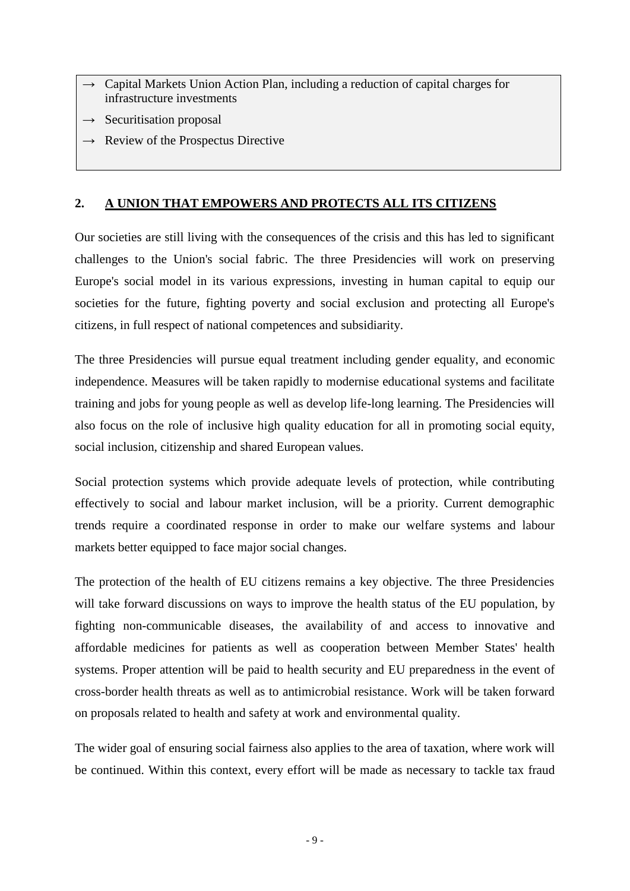- → Capital Markets Union Action Plan, including a reduction of capital charges for infrastructure investments
- → Securitisation proposal
- → Review of the Prospectus Directive

## 2. A UNION THAT EMPOWERS AND PROTECTS ALL ITS CITIZENS

Our societies are still living with the consequences of the crisis and this has led to significant challenges to the Union's social fabric. The three Presidencies will work on preserving Europe's social model in its various expressions, investing in human capital to equip our societies for the future, fighting poverty and social exclusion and protecting all Europe's citizens, in full respect of national competences and subsidiarity.

The three Presidencies will pursue equal treatment including gender equality, and economic independence. Measures will be taken rapidly to modernise educational systems and facilitate training and jobs for young people as well as develop life-long learning. The Presidencies will also focus on the role of inclusive high quality education for all in promoting social equity, social inclusion, citizenship and shared European values.

Social protection systems which provide adequate levels of protection, while contributing effectively to social and labour market inclusion, will be a priority. Current demographic trends require a coordinated response in order to make our welfare systems and labour markets better equipped to face major social changes.

The protection of the health of EU citizens remains a key objective. The three Presidencies will take forward discussions on ways to improve the health status of the EU population, by fighting non-communicable diseases, the availability of and access to innovative and affordable medicines for patients as well as cooperation between Member States' health systems. Proper attention will be paid to health security and EU preparedness in the event of cross-border health threats as well as to antimicrobial resistance. Work will be taken forward on proposals related to health and safety at work and environmental quality.

The wider goal of ensuring social fairness also applies to the area of taxation, where work will be continued. Within this context, every effort will be made as necessary to tackle tax fraud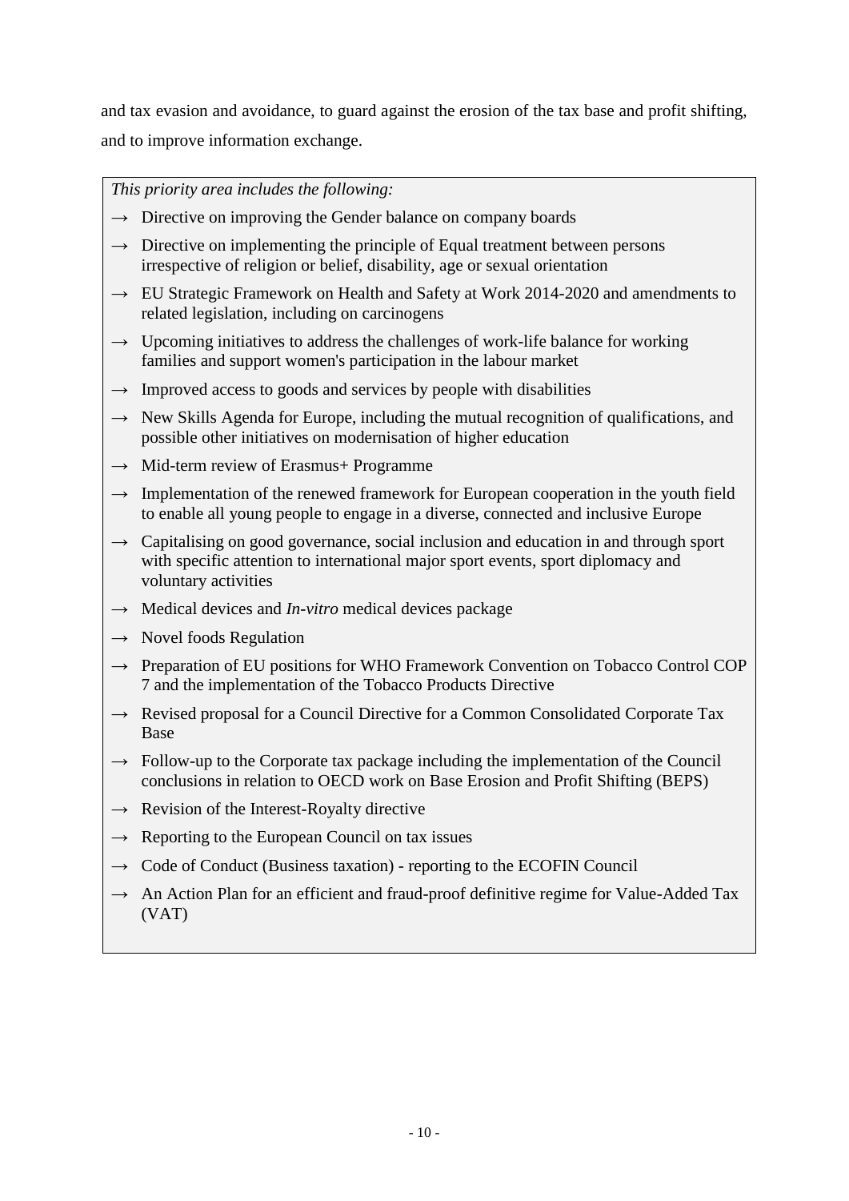and tax evasion and avoidance, to guard against the erosion of the tax base and profit shifting, and to improve information exchange.

*This priority area includes the following:*

→ Directive on improving the Gender balance on company boards

→ Directive on implementing the principle of Equal treatment between persons irrespective of religion or belief, disability, age or sexual orientation

→ EU Strategic Framework on Health and Safety at Work 2014-2020 and amendments to related legislation, including on carcinogens

→ Upcoming initiatives to address the challenges of work-life balance for working families and support women's participation in the labour market

→ Improved access to goods and services by people with disabilities

→ New Skills Agenda for Europe, including the mutual recognition of qualifications, and possible other initiatives on modernisation of higher education

→ Mid-term review of Erasmus+ Programme

→ Implementation of the renewed framework for European cooperation in the youth field to enable all young people to engage in a diverse, connected and inclusive Europe

→ Capitalising on good governance, social inclusion and education in and through sport with specific attention to international major sport events, sport diplomacy and voluntary activities

→ Medical devices and *In-vitro* medical devices package

→ Novel foods Regulation

→ Preparation of EU positions for WHO Framework Convention on Tobacco Control COP 7 and the implementation of the Tobacco Products Directive

→ Revised proposal for a Council Directive for a Common Consolidated Corporate Tax Base

→ Follow-up to the Corporate tax package including the implementation of the Council conclusions in relation to OECD work on Base Erosion and Profit Shifting (BEPS)

→ Revision of the Interest-Royalty directive

→ Reporting to the European Council on tax issues

→ Code of Conduct (Business taxation) - reporting to the ECOFIN Council

→ An Action Plan for an efficient and fraud-proof definitive regime for Value-Added Tax (VAT)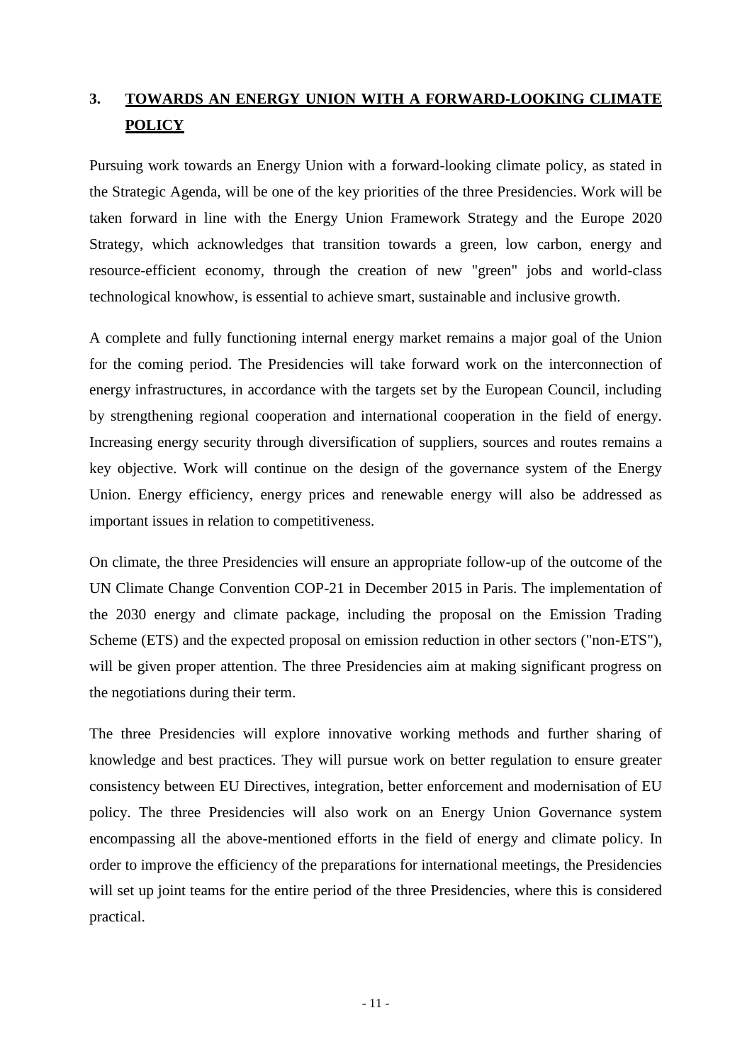## 3. TOWARDS AN ENERGY UNION WITH A FORWARD-LOOKING CLIMATE POLICY

Pursuing work towards an Energy Union with a forward-looking climate policy, as stated in the Strategic Agenda, will be one of the key priorities of the three Presidencies. Work will be taken forward in line with the Energy Union Framework Strategy and the Europe 2020 Strategy, which acknowledges that transition towards a green, low carbon, energy and resource-efficient economy, through the creation of new "green" jobs and world-class technological knowhow, is essential to achieve smart, sustainable and inclusive growth.

A complete and fully functioning internal energy market remains a major goal of the Union for the coming period. The Presidencies will take forward work on the interconnection of energy infrastructures, in accordance with the targets set by the European Council, including by strengthening regional cooperation and international cooperation in the field of energy. Increasing energy security through diversification of suppliers, sources and routes remains a key objective. Work will continue on the design of the governance system of the Energy Union. Energy efficiency, energy prices and renewable energy will also be addressed as important issues in relation to competitiveness.

On climate, the three Presidencies will ensure an appropriate follow-up of the outcome of the UN Climate Change Convention COP-21 in December 2015 in Paris. The implementation of the 2030 energy and climate package, including the proposal on the Emission Trading Scheme (ETS) and the expected proposal on emission reduction in other sectors ("non-ETS"), will be given proper attention. The three Presidencies aim at making significant progress on the negotiations during their term.

The three Presidencies will explore innovative working methods and further sharing of knowledge and best practices. They will pursue work on better regulation to ensure greater consistency between EU Directives, integration, better enforcement and modernisation of EU policy. The three Presidencies will also work on an Energy Union Governance system encompassing all the above-mentioned efforts in the field of energy and climate policy. In order to improve the efficiency of the preparations for international meetings, the Presidencies will set up joint teams for the entire period of the three Presidencies, where this is considered practical.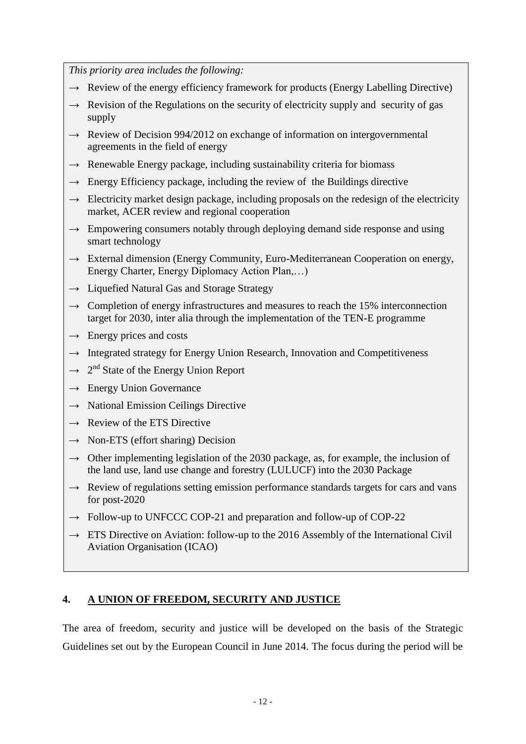*This priority area includes the following:*

- → Review of the energy efficiency framework for products (Energy Labelling Directive)
- → Revision of the Regulations on the security of electricity supply and security of gas supply
- → Review of Decision 994/2012 on exchange of information on intergovernmental agreements in the field of energy
- → Renewable Energy package, including sustainability criteria for biomass
- → Energy Efficiency package, including the review of the Buildings directive
- → Electricity market design package, including proposals on the redesign of the electricity market, ACER review and regional cooperation
- → Empowering consumers notably through deploying demand side response and using smart technology
- → External dimension (Energy Community, Euro-Mediterranean Cooperation on energy, Energy Charter, Energy Diplomacy Action Plan,…)
- → Liquefied Natural Gas and Storage Strategy
- → Completion of energy infrastructures and measures to reach the 15% interconnection target for 2030, inter alia through the implementation of the TEN-E programme
- → Energy prices and costs
- → Integrated strategy for Energy Union Research, Innovation and Competitiveness
- → 2nd State of the Energy Union Report
- → Energy Union Governance
- → National Emission Ceilings Directive
- → Review of the ETS Directive
- → Non-ETS (effort sharing) Decision
- → Other implementing legislation of the 2030 package, as, for example, the inclusion of the land use, land use change and forestry (LULUCF) into the 2030 Package
- → Review of regulations setting emission performance standards targets for cars and vans for post-2020
- → Follow-up to UNFCCC COP-21 and preparation and follow-up of COP-22
- → ETS Directive on Aviation: follow-up to the 2016 Assembly of the International Civil Aviation Organisation (ICAO)

## 4. A UNION OF FREEDOM, SECURITY AND JUSTICE

The area of freedom, security and justice will be developed on the basis of the Strategic Guidelines set out by the European Council in June 2014. The focus during the period will be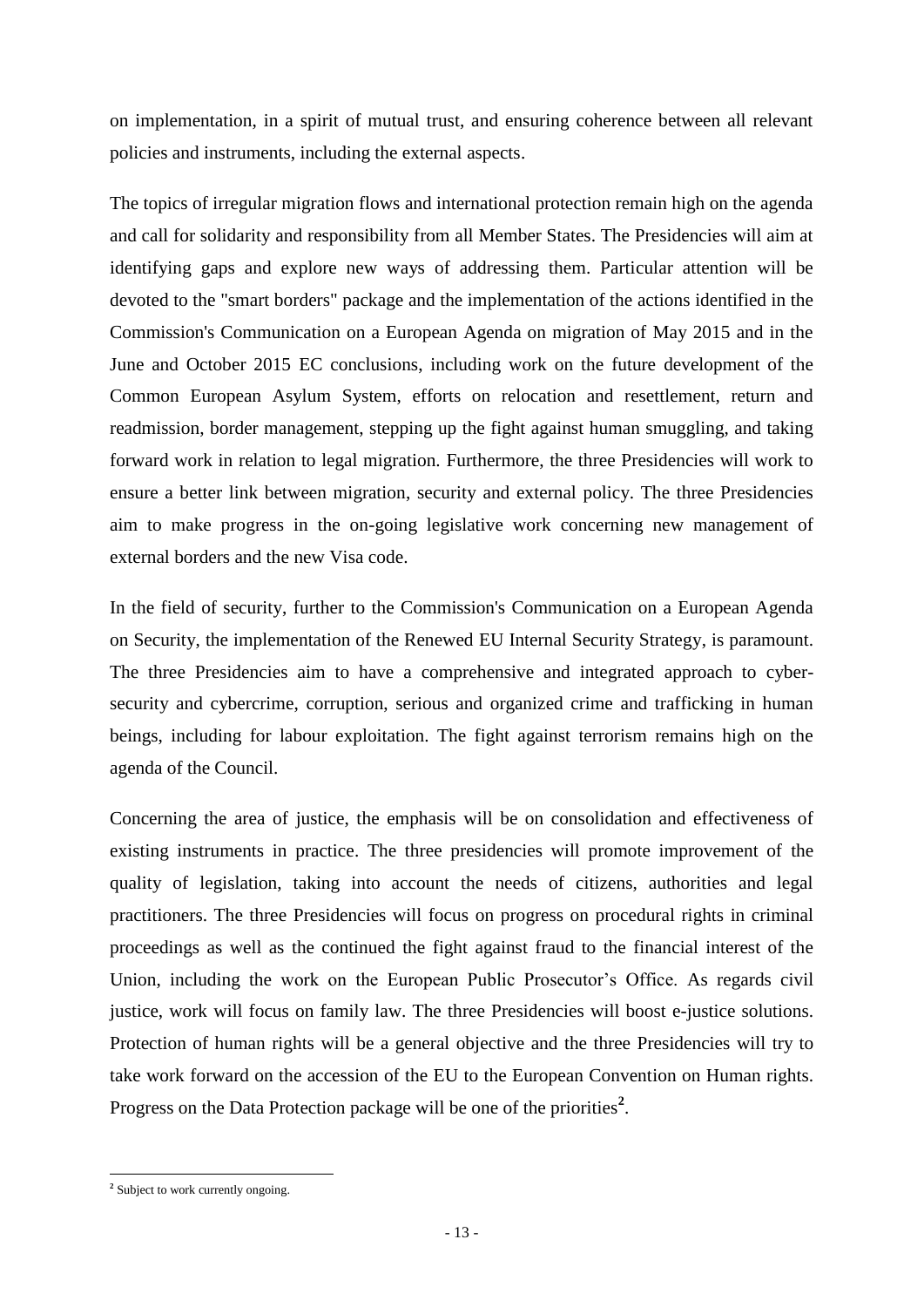on implementation, in a spirit of mutual trust, and ensuring coherence between all relevant policies and instruments, including the external aspects.

The topics of irregular migration flows and international protection remain high on the agenda and call for solidarity and responsibility from all Member States. The Presidencies will aim at identifying gaps and explore new ways of addressing them. Particular attention will be devoted to the "smart borders" package and the implementation of the actions identified in the Commission's Communication on a European Agenda on migration of May 2015 and in the June and October 2015 EC conclusions, including work on the future development of the Common European Asylum System, efforts on relocation and resettlement, return and readmission, border management, stepping up the fight against human smuggling, and taking forward work in relation to legal migration. Furthermore, the three Presidencies will work to ensure a better link between migration, security and external policy. The three Presidencies aim to make progress in the on-going legislative work concerning new management of external borders and the new Visa code.

In the field of security, further to the Commission's Communication on a European Agenda on Security, the implementation of the Renewed EU Internal Security Strategy, is paramount. The three Presidencies aim to have a comprehensive and integrated approach to cyber-security and cybercrime, corruption, serious and organized crime and trafficking in human beings, including for labour exploitation. The fight against terrorism remains high on the agenda of the Council.

Concerning the area of justice, the emphasis will be on consolidation and effectiveness of existing instruments in practice. The three presidencies will promote improvement of the quality of legislation, taking into account the needs of citizens, authorities and legal practitioners. The three Presidencies will focus on progress on procedural rights in criminal proceedings as well as the continued the fight against fraud to the financial interest of the Union, including the work on the European Public Prosecutor's Office. As regards civil justice, work will focus on family law. The three Presidencies will boost e-justice solutions. Protection of human rights will be a general objective and the three Presidencies will try to take work forward on the accession of the EU to the European Convention on Human rights. Progress on the Data Protection package will be one of the priorities[2].

---

[2] Subject to work currently ongoing.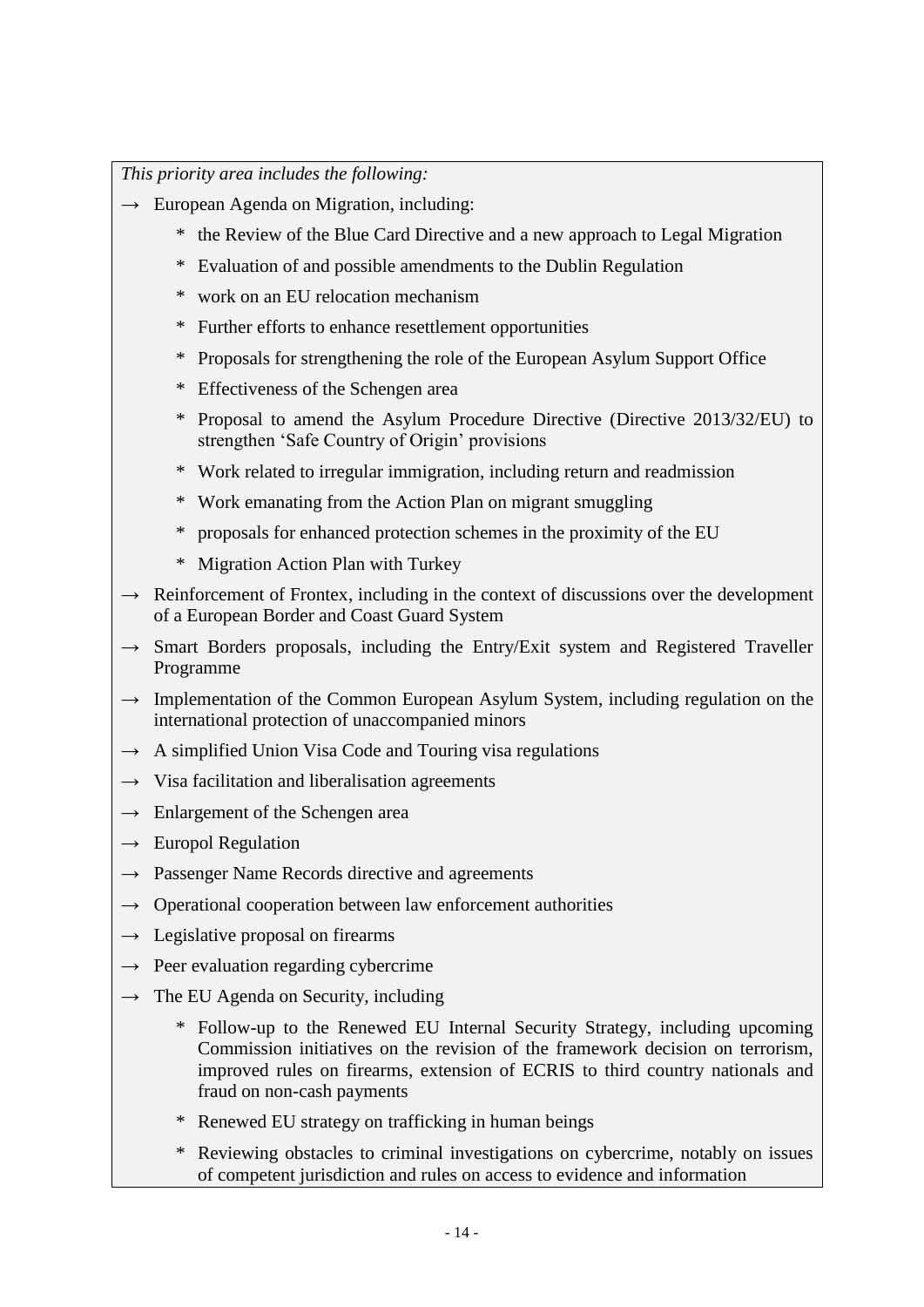*This priority area includes the following:*

→ European Agenda on Migration, including:

  * the Review of the Blue Card Directive and a new approach to Legal Migration
  * Evaluation of and possible amendments to the Dublin Regulation
  * work on an EU relocation mechanism
  * Further efforts to enhance resettlement opportunities
  * Proposals for strengthening the role of the European Asylum Support Office
  * Effectiveness of the Schengen area
  * Proposal to amend the Asylum Procedure Directive (Directive 2013/32/EU) to strengthen 'Safe Country of Origin' provisions
  * Work related to irregular immigration, including return and readmission
  * Work emanating from the Action Plan on migrant smuggling
  * proposals for enhanced protection schemes in the proximity of the EU
  * Migration Action Plan with Turkey

→ Reinforcement of Frontex, including in the context of discussions over the development of a European Border and Coast Guard System

→ Smart Borders proposals, including the Entry/Exit system and Registered Traveller Programme

→ Implementation of the Common European Asylum System, including regulation on the international protection of unaccompanied minors

→ A simplified Union Visa Code and Touring visa regulations

→ Visa facilitation and liberalisation agreements

→ Enlargement of the Schengen area

→ Europol Regulation

→ Passenger Name Records directive and agreements

→ Operational cooperation between law enforcement authorities

→ Legislative proposal on firearms

→ Peer evaluation regarding cybercrime

→ The EU Agenda on Security, including

  * Follow-up to the Renewed EU Internal Security Strategy, including upcoming Commission initiatives on the revision of the framework decision on terrorism, improved rules on firearms, extension of ECRIS to third country nationals and fraud on non-cash payments
  * Renewed EU strategy on trafficking in human beings
  * Reviewing obstacles to criminal investigations on cybercrime, notably on issues of competent jurisdiction and rules on access to evidence and information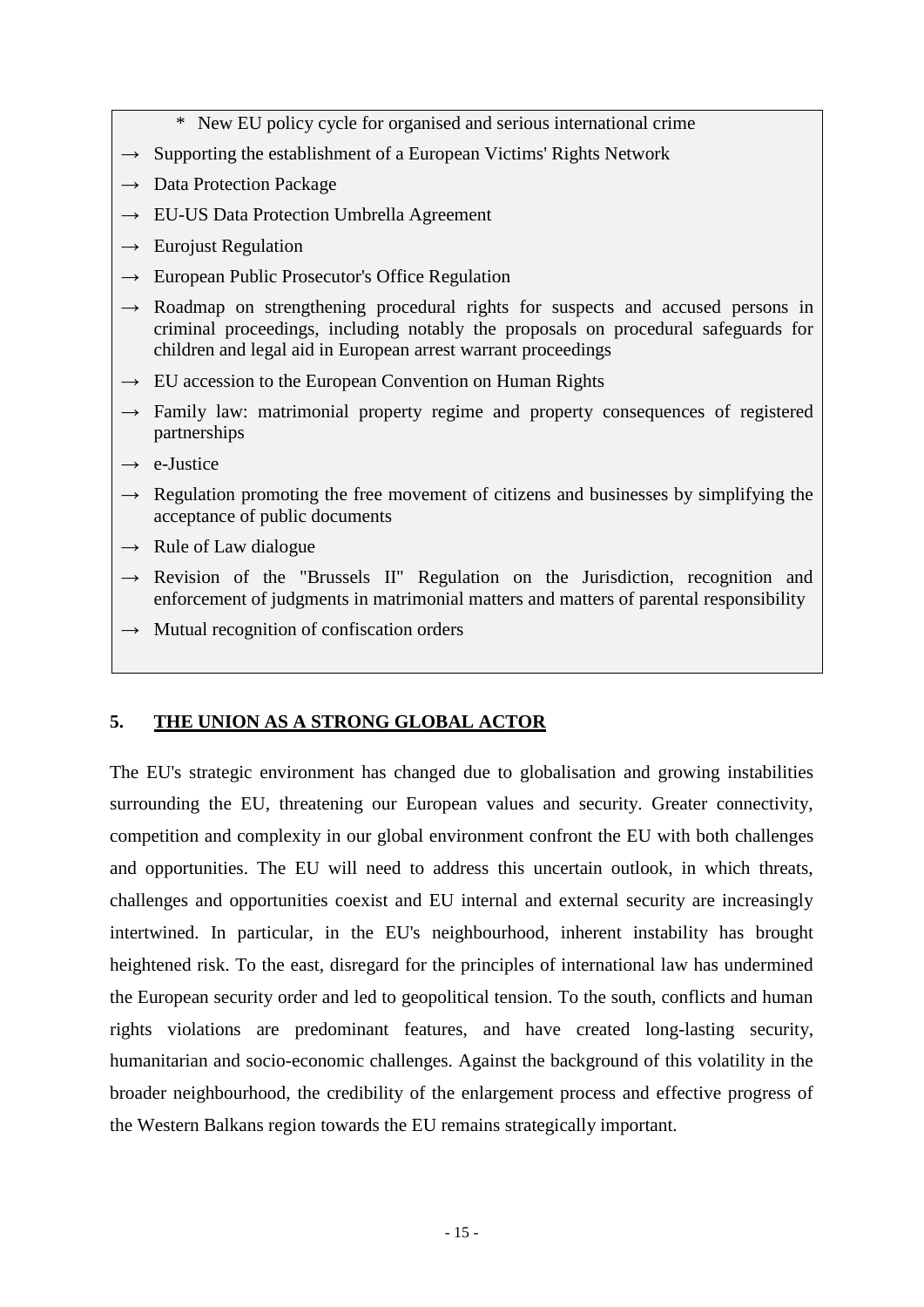* New EU policy cycle for organised and serious international crime

→ Supporting the establishment of a European Victims' Rights Network

→ Data Protection Package

→ EU-US Data Protection Umbrella Agreement

→ Eurojust Regulation

→ European Public Prosecutor's Office Regulation

→ Roadmap on strengthening procedural rights for suspects and accused persons in criminal proceedings, including notably the proposals on procedural safeguards for children and legal aid in European arrest warrant proceedings

→ EU accession to the European Convention on Human Rights

→ Family law: matrimonial property regime and property consequences of registered partnerships

→ e-Justice

→ Regulation promoting the free movement of citizens and businesses by simplifying the acceptance of public documents

→ Rule of Law dialogue

→ Revision of the "Brussels II" Regulation on the Jurisdiction, recognition and enforcement of judgments in matrimonial matters and matters of parental responsibility

→ Mutual recognition of confiscation orders

## 5. THE UNION AS A STRONG GLOBAL ACTOR

The EU's strategic environment has changed due to globalisation and growing instabilities surrounding the EU, threatening our European values and security. Greater connectivity, competition and complexity in our global environment confront the EU with both challenges and opportunities. The EU will need to address this uncertain outlook, in which threats, challenges and opportunities coexist and EU internal and external security are increasingly intertwined. In particular, in the EU's neighbourhood, inherent instability has brought heightened risk. To the east, disregard for the principles of international law has undermined the European security order and led to geopolitical tension. To the south, conflicts and human rights violations are predominant features, and have created long-lasting security, humanitarian and socio-economic challenges. Against the background of this volatility in the broader neighbourhood, the credibility of the enlargement process and effective progress of the Western Balkans region towards the EU remains strategically important.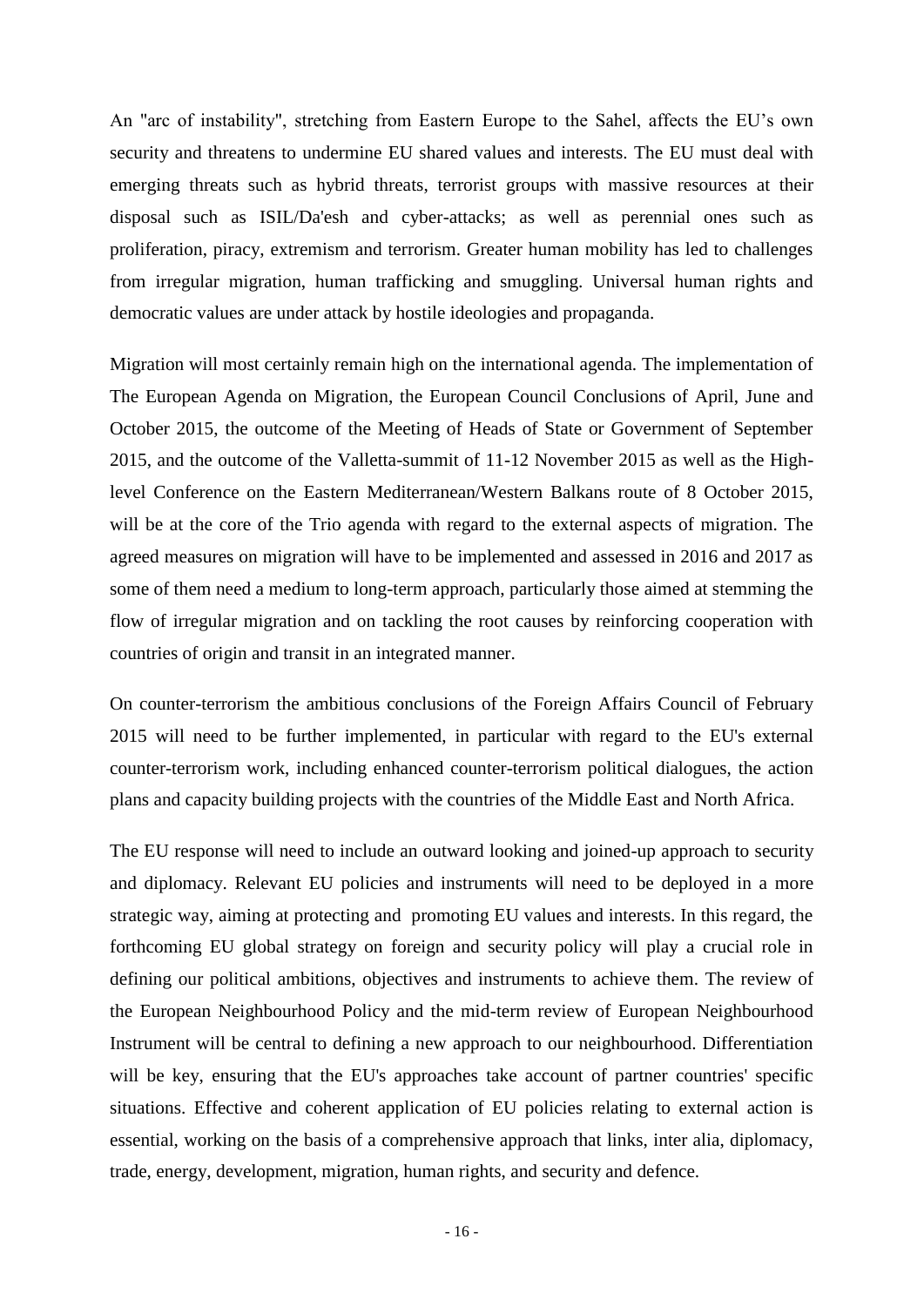An "arc of instability", stretching from Eastern Europe to the Sahel, affects the EU's own security and threatens to undermine EU shared values and interests. The EU must deal with emerging threats such as hybrid threats, terrorist groups with massive resources at their disposal such as ISIL/Da'esh and cyber-attacks; as well as perennial ones such as proliferation, piracy, extremism and terrorism. Greater human mobility has led to challenges from irregular migration, human trafficking and smuggling. Universal human rights and democratic values are under attack by hostile ideologies and propaganda.

Migration will most certainly remain high on the international agenda. The implementation of The European Agenda on Migration, the European Council Conclusions of April, June and October 2015, the outcome of the Meeting of Heads of State or Government of September 2015, and the outcome of the Valletta-summit of 11-12 November 2015 as well as the High-level Conference on the Eastern Mediterranean/Western Balkans route of 8 October 2015, will be at the core of the Trio agenda with regard to the external aspects of migration. The agreed measures on migration will have to be implemented and assessed in 2016 and 2017 as some of them need a medium to long-term approach, particularly those aimed at stemming the flow of irregular migration and on tackling the root causes by reinforcing cooperation with countries of origin and transit in an integrated manner.

On counter-terrorism the ambitious conclusions of the Foreign Affairs Council of February 2015 will need to be further implemented, in particular with regard to the EU's external counter-terrorism work, including enhanced counter-terrorism political dialogues, the action plans and capacity building projects with the countries of the Middle East and North Africa.

The EU response will need to include an outward looking and joined-up approach to security and diplomacy. Relevant EU policies and instruments will need to be deployed in a more strategic way, aiming at protecting and promoting EU values and interests. In this regard, the forthcoming EU global strategy on foreign and security policy will play a crucial role in defining our political ambitions, objectives and instruments to achieve them. The review of the European Neighbourhood Policy and the mid-term review of European Neighbourhood Instrument will be central to defining a new approach to our neighbourhood. Differentiation will be key, ensuring that the EU's approaches take account of partner countries' specific situations. Effective and coherent application of EU policies relating to external action is essential, working on the basis of a comprehensive approach that links, inter alia, diplomacy, trade, energy, development, migration, human rights, and security and defence.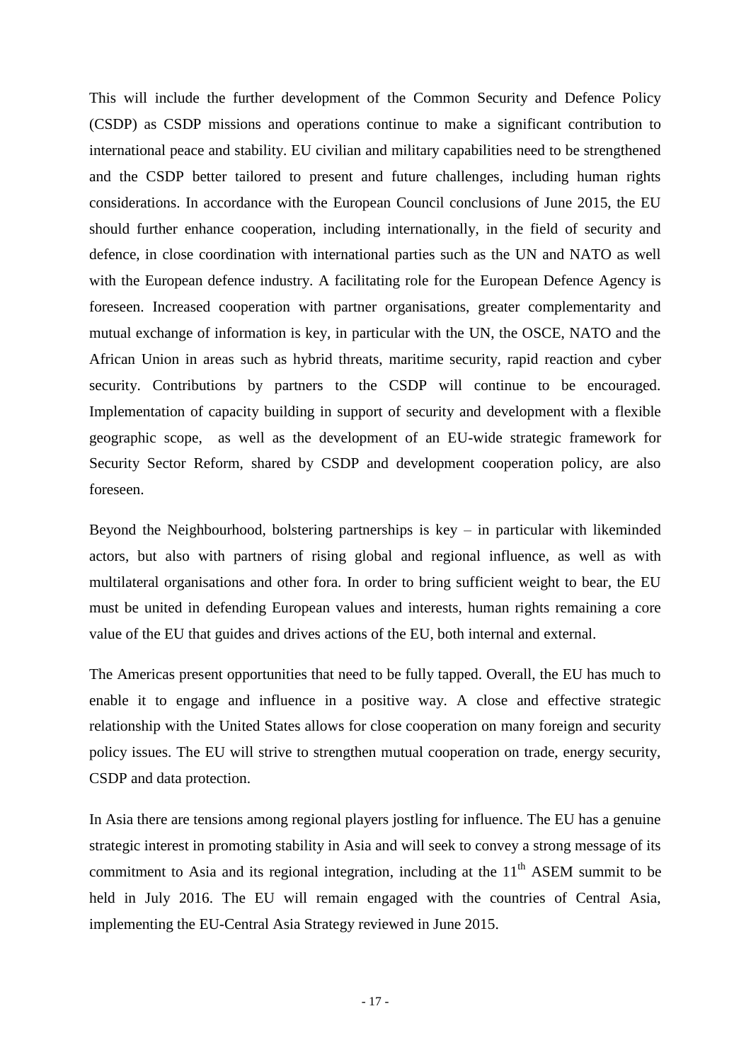This will include the further development of the Common Security and Defence Policy (CSDP) as CSDP missions and operations continue to make a significant contribution to international peace and stability. EU civilian and military capabilities need to be strengthened and the CSDP better tailored to present and future challenges, including human rights considerations. In accordance with the European Council conclusions of June 2015, the EU should further enhance cooperation, including internationally, in the field of security and defence, in close coordination with international parties such as the UN and NATO as well with the European defence industry. A facilitating role for the European Defence Agency is foreseen. Increased cooperation with partner organisations, greater complementarity and mutual exchange of information is key, in particular with the UN, the OSCE, NATO and the African Union in areas such as hybrid threats, maritime security, rapid reaction and cyber security. Contributions by partners to the CSDP will continue to be encouraged. Implementation of capacity building in support of security and development with a flexible geographic scope, as well as the development of an EU-wide strategic framework for Security Sector Reform, shared by CSDP and development cooperation policy, are also foreseen.

Beyond the Neighbourhood, bolstering partnerships is key – in particular with likeminded actors, but also with partners of rising global and regional influence, as well as with multilateral organisations and other fora. In order to bring sufficient weight to bear, the EU must be united in defending European values and interests, human rights remaining a core value of the EU that guides and drives actions of the EU, both internal and external.

The Americas present opportunities that need to be fully tapped. Overall, the EU has much to enable it to engage and influence in a positive way. A close and effective strategic relationship with the United States allows for close cooperation on many foreign and security policy issues. The EU will strive to strengthen mutual cooperation on trade, energy security, CSDP and data protection.

In Asia there are tensions among regional players jostling for influence. The EU has a genuine strategic interest in promoting stability in Asia and will seek to convey a strong message of its commitment to Asia and its regional integration, including at the 11th ASEM summit to be held in July 2016. The EU will remain engaged with the countries of Central Asia, implementing the EU-Central Asia Strategy reviewed in June 2015.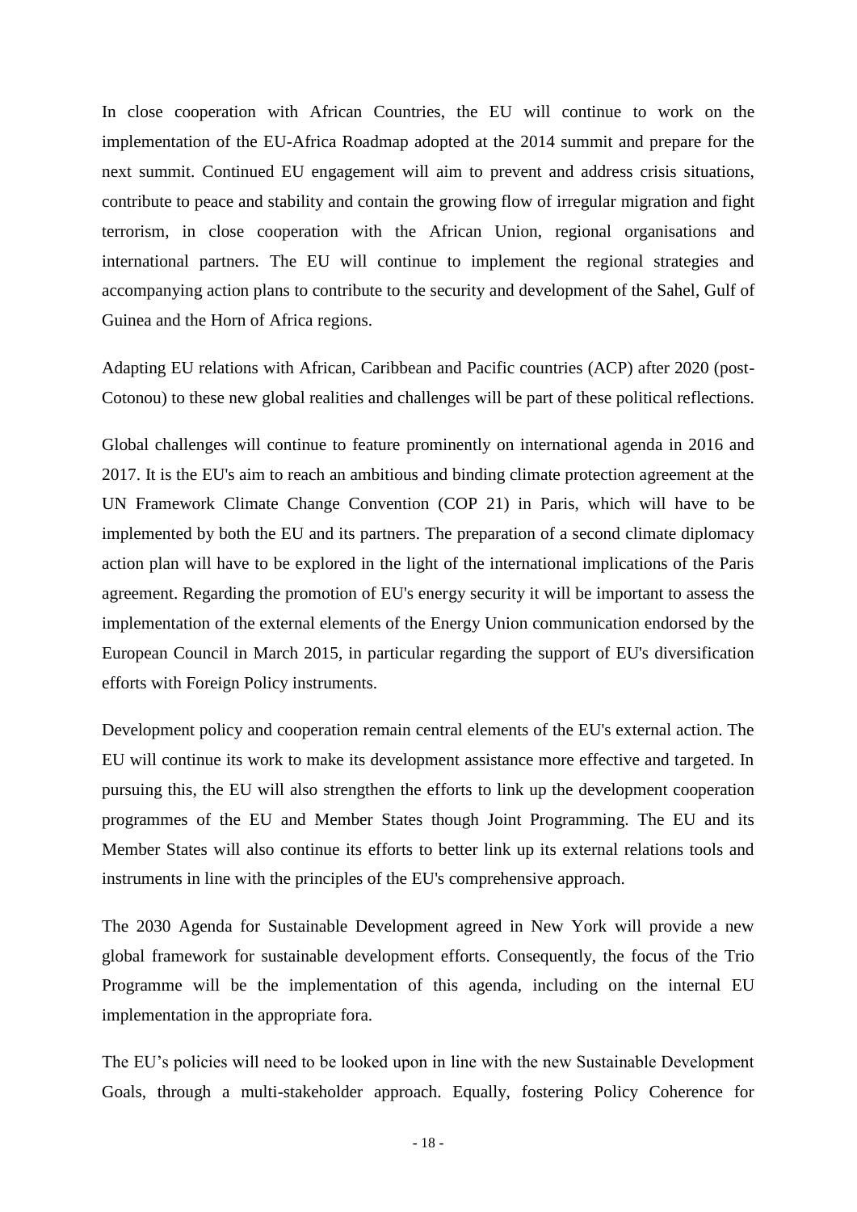In close cooperation with African Countries, the EU will continue to work on the implementation of the EU-Africa Roadmap adopted at the 2014 summit and prepare for the next summit. Continued EU engagement will aim to prevent and address crisis situations, contribute to peace and stability and contain the growing flow of irregular migration and fight terrorism, in close cooperation with the African Union, regional organisations and international partners. The EU will continue to implement the regional strategies and accompanying action plans to contribute to the security and development of the Sahel, Gulf of Guinea and the Horn of Africa regions.

Adapting EU relations with African, Caribbean and Pacific countries (ACP) after 2020 (post-Cotonou) to these new global realities and challenges will be part of these political reflections.

Global challenges will continue to feature prominently on international agenda in 2016 and 2017. It is the EU's aim to reach an ambitious and binding climate protection agreement at the UN Framework Climate Change Convention (COP 21) in Paris, which will have to be implemented by both the EU and its partners. The preparation of a second climate diplomacy action plan will have to be explored in the light of the international implications of the Paris agreement. Regarding the promotion of EU's energy security it will be important to assess the implementation of the external elements of the Energy Union communication endorsed by the European Council in March 2015, in particular regarding the support of EU's diversification efforts with Foreign Policy instruments.

Development policy and cooperation remain central elements of the EU's external action. The EU will continue its work to make its development assistance more effective and targeted. In pursuing this, the EU will also strengthen the efforts to link up the development cooperation programmes of the EU and Member States though Joint Programming. The EU and its Member States will also continue its efforts to better link up its external relations tools and instruments in line with the principles of the EU's comprehensive approach.

The 2030 Agenda for Sustainable Development agreed in New York will provide a new global framework for sustainable development efforts. Consequently, the focus of the Trio Programme will be the implementation of this agenda, including on the internal EU implementation in the appropriate fora.

The EU's policies will need to be looked upon in line with the new Sustainable Development Goals, through a multi-stakeholder approach. Equally, fostering Policy Coherence for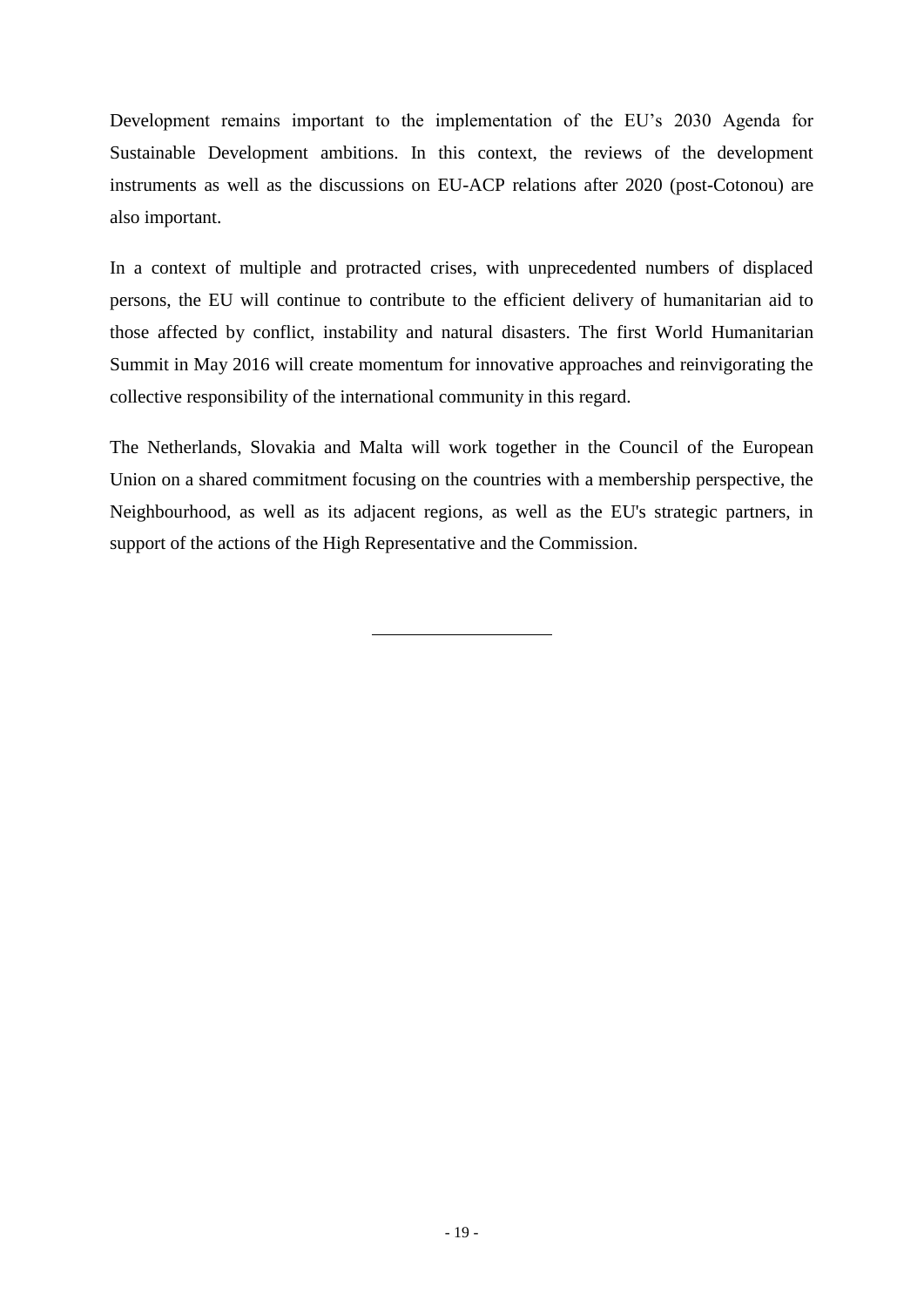Development remains important to the implementation of the EU's 2030 Agenda for Sustainable Development ambitions. In this context, the reviews of the development instruments as well as the discussions on EU-ACP relations after 2020 (post-Cotonou) are also important.

In a context of multiple and protracted crises, with unprecedented numbers of displaced persons, the EU will continue to contribute to the efficient delivery of humanitarian aid to those affected by conflict, instability and natural disasters. The first World Humanitarian Summit in May 2016 will create momentum for innovative approaches and reinvigorating the collective responsibility of the international community in this regard.

The Netherlands, Slovakia and Malta will work together in the Council of the European Union on a shared commitment focusing on the countries with a membership perspective, the Neighbourhood, as well as its adjacent regions, as well as the EU's strategic partners, in support of the actions of the High Representative and the Commission.

---